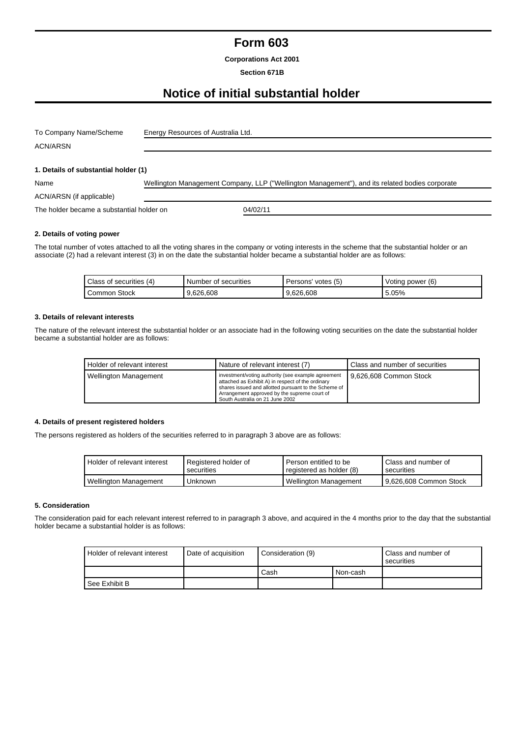# Form 603

**Corporations Act 2001**

**Section 671B**

# Notice of initial substantial holder

| | |
|---|---|
| To Company Name/Scheme | Energy Resources of Australia Ltd. |
| ACN/ARSN | |

### 1. Details of substantial holder (1)

| | |
|---|---|
| Name | Wellington Management Company, LLP ("Wellington Management"), and its related bodies corporate |
| ACN/ARSN (if applicable) | |
| The holder became a substantial holder on | 04/02/11 |

### 2. Details of voting power

The total number of votes attached to all the voting shares in the company or voting interests in the scheme that the substantial holder or an associate (2) had a relevant interest (3) in on the date the substantial holder became a substantial holder are as follows:

| Class of securities (4) | Number of securities | Persons' votes (5) | Voting power (6) |
|---|---|---|---|
| Common Stock | 9,626,608 | 9,626,608 | 5.05% |

### 3. Details of relevant interests

The nature of the relevant interest the substantial holder or an associate had in the following voting securities on the date the substantial holder became a substantial holder are as follows:

| Holder of relevant interest | Nature of relevant interest (7) | Class and number of securities |
|---|---|---|
| Wellington Management | investment/voting authority (see example agreement attached as Exhibit A) in respect of the ordinary shares issued and allotted pursuant to the Scheme of Arrangement approved by the supreme court of South Australia on 21 June 2002 | 9,626,608 Common Stock |

### 4. Details of present registered holders

The persons registered as holders of the securities referred to in paragraph 3 above are as follows:

| Holder of relevant interest | Registered holder of securities | Person entitled to be registered as holder (8) | Class and number of securities |
|---|---|---|---|
| Wellington Management | Unknown | Wellington Management | 9,626,608 Common Stock |

### 5. Consideration

The consideration paid for each relevant interest referred to in paragraph 3 above, and acquired in the 4 months prior to the day that the substantial holder became a substantial holder is as follows:

| Holder of relevant interest | Date of acquisition | Consideration (9) | | Class and number of securities |
|---|---|---|---|---|
| | | Cash | Non-cash | |
| See Exhibit B | | | | |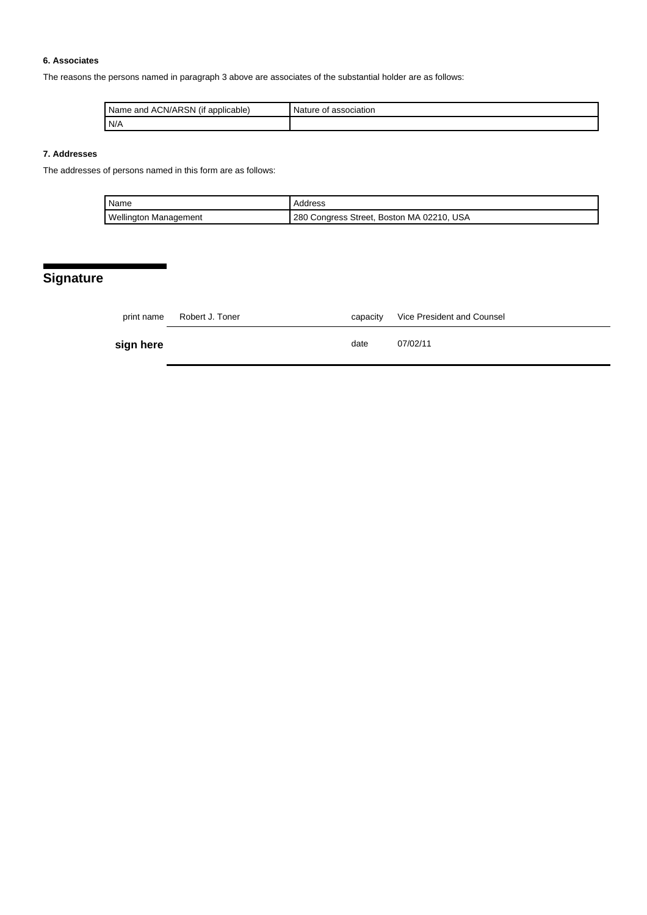#### 6. Associates

The reasons the persons named in paragraph 3 above are associates of the substantial holder are as follows:

| Name and ACN/ARSN (if applicable) | Nature of association |
|---|---|
| N/A | |

#### 7. Addresses

The addresses of persons named in this form are as follows:

| Name | Address |
|---|---|
| Wellington Management | 280 Congress Street, Boston MA 02210, USA |

## Signature

| | | | |
|---|---|---|---|
| print name | Robert J. Toner | capacity | Vice President and Counsel |
| **sign here** | | date | 07/02/11 |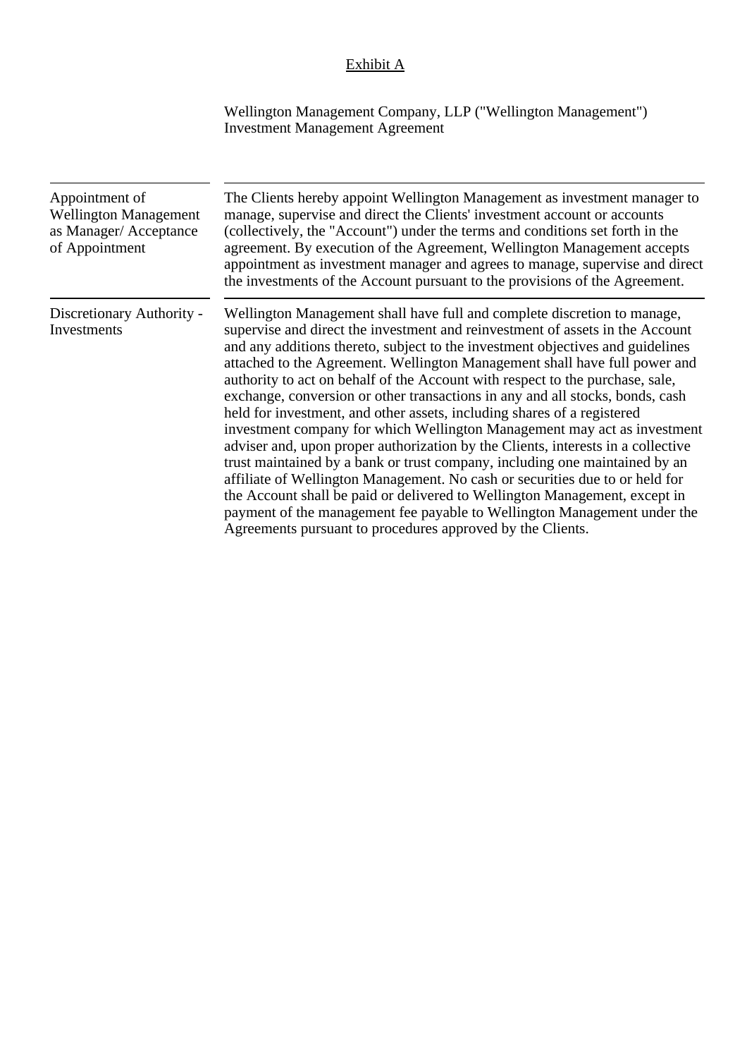<u>Exhibit A</u>

Wellington Management Company, LLP ("Wellington Management")
Investment Management Agreement

| | |
|---|---|
| Appointment of Wellington Management as Manager/ Acceptance of Appointment | The Clients hereby appoint Wellington Management as investment manager to manage, supervise and direct the Clients' investment account or accounts (collectively, the "Account") under the terms and conditions set forth in the agreement. By execution of the Agreement, Wellington Management accepts appointment as investment manager and agrees to manage, supervise and direct the investments of the Account pursuant to the provisions of the Agreement. |
| Discretionary Authority - Investments | Wellington Management shall have full and complete discretion to manage, supervise and direct the investment and reinvestment of assets in the Account and any additions thereto, subject to the investment objectives and guidelines attached to the Agreement. Wellington Management shall have full power and authority to act on behalf of the Account with respect to the purchase, sale, exchange, conversion or other transactions in any and all stocks, bonds, cash held for investment, and other assets, including shares of a registered investment company for which Wellington Management may act as investment adviser and, upon proper authorization by the Clients, interests in a collective trust maintained by a bank or trust company, including one maintained by an affiliate of Wellington Management. No cash or securities due to or held for the Account shall be paid or delivered to Wellington Management, except in payment of the management fee payable to Wellington Management under the Agreements pursuant to procedures approved by the Clients. |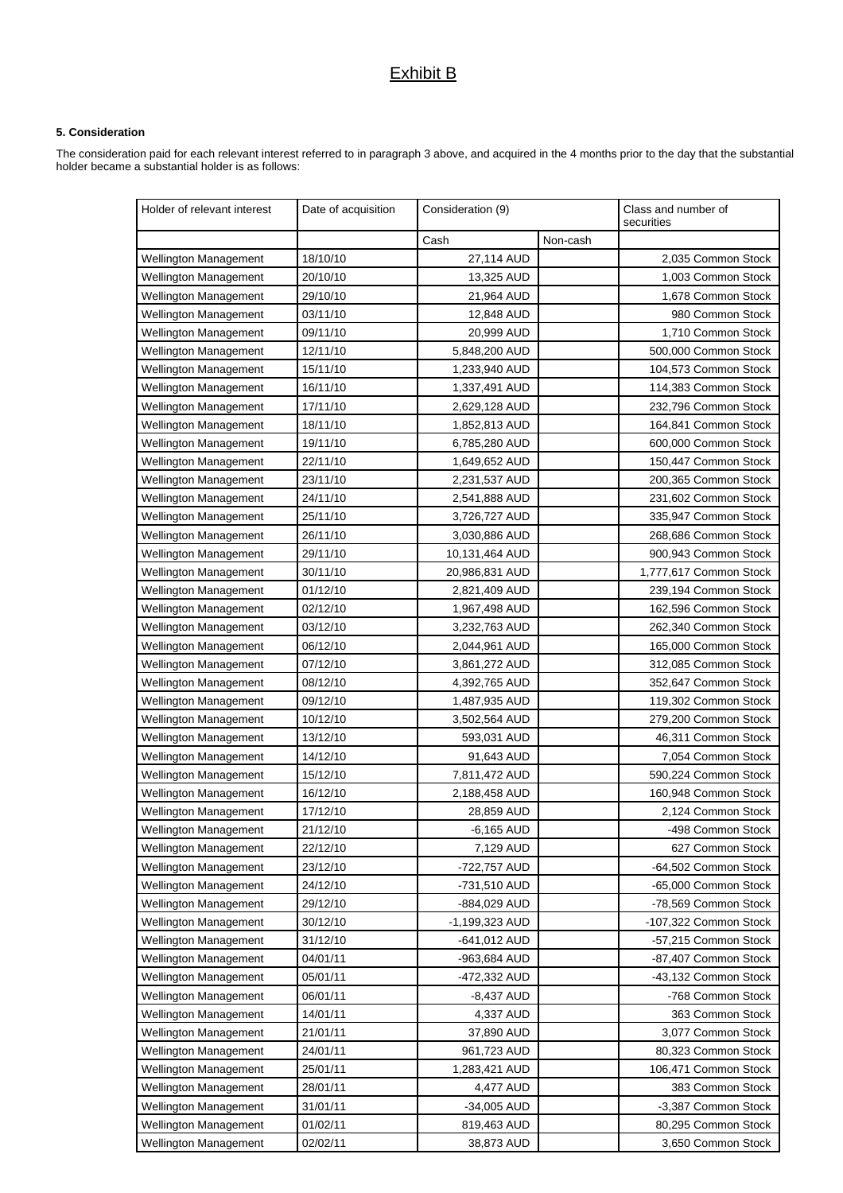# Exhibit B

### 5. Consideration

The consideration paid for each relevant interest referred to in paragraph 3 above, and acquired in the 4 months prior to the day that the substantial holder became a substantial holder is as follows:

| Holder of relevant interest | Date of acquisition | Consideration (9) | | Class and number of securities |
|---|---|---|---|---|
| | | Cash | Non-cash | |
| Wellington Management | 18/10/10 | 27,114 AUD | | 2,035 Common Stock |
| Wellington Management | 20/10/10 | 13,325 AUD | | 1,003 Common Stock |
| Wellington Management | 29/10/10 | 21,964 AUD | | 1,678 Common Stock |
| Wellington Management | 03/11/10 | 12,848 AUD | | 980 Common Stock |
| Wellington Management | 09/11/10 | 20,999 AUD | | 1,710 Common Stock |
| Wellington Management | 12/11/10 | 5,848,200 AUD | | 500,000 Common Stock |
| Wellington Management | 15/11/10 | 1,233,940 AUD | | 104,573 Common Stock |
| Wellington Management | 16/11/10 | 1,337,491 AUD | | 114,383 Common Stock |
| Wellington Management | 17/11/10 | 2,629,128 AUD | | 232,796 Common Stock |
| Wellington Management | 18/11/10 | 1,852,813 AUD | | 164,841 Common Stock |
| Wellington Management | 19/11/10 | 6,785,280 AUD | | 600,000 Common Stock |
| Wellington Management | 22/11/10 | 1,649,652 AUD | | 150,447 Common Stock |
| Wellington Management | 23/11/10 | 2,231,537 AUD | | 200,365 Common Stock |
| Wellington Management | 24/11/10 | 2,541,888 AUD | | 231,602 Common Stock |
| Wellington Management | 25/11/10 | 3,726,727 AUD | | 335,947 Common Stock |
| Wellington Management | 26/11/10 | 3,030,886 AUD | | 268,686 Common Stock |
| Wellington Management | 29/11/10 | 10,131,464 AUD | | 900,943 Common Stock |
| Wellington Management | 30/11/10 | 20,986,831 AUD | | 1,777,617 Common Stock |
| Wellington Management | 01/12/10 | 2,821,409 AUD | | 239,194 Common Stock |
| Wellington Management | 02/12/10 | 1,967,498 AUD | | 162,596 Common Stock |
| Wellington Management | 03/12/10 | 3,232,763 AUD | | 262,340 Common Stock |
| Wellington Management | 06/12/10 | 2,044,961 AUD | | 165,000 Common Stock |
| Wellington Management | 07/12/10 | 3,861,272 AUD | | 312,085 Common Stock |
| Wellington Management | 08/12/10 | 4,392,765 AUD | | 352,647 Common Stock |
| Wellington Management | 09/12/10 | 1,487,935 AUD | | 119,302 Common Stock |
| Wellington Management | 10/12/10 | 3,502,564 AUD | | 279,200 Common Stock |
| Wellington Management | 13/12/10 | 593,031 AUD | | 46,311 Common Stock |
| Wellington Management | 14/12/10 | 91,643 AUD | | 7,054 Common Stock |
| Wellington Management | 15/12/10 | 7,811,472 AUD | | 590,224 Common Stock |
| Wellington Management | 16/12/10 | 2,188,458 AUD | | 160,948 Common Stock |
| Wellington Management | 17/12/10 | 28,859 AUD | | 2,124 Common Stock |
| Wellington Management | 21/12/10 | -6,165 AUD | | -498 Common Stock |
| Wellington Management | 22/12/10 | 7,129 AUD | | 627 Common Stock |
| Wellington Management | 23/12/10 | -722,757 AUD | | -64,502 Common Stock |
| Wellington Management | 24/12/10 | -731,510 AUD | | -65,000 Common Stock |
| Wellington Management | 29/12/10 | -884,029 AUD | | -78,569 Common Stock |
| Wellington Management | 30/12/10 | -1,199,323 AUD | | -107,322 Common Stock |
| Wellington Management | 31/12/10 | -641,012 AUD | | -57,215 Common Stock |
| Wellington Management | 04/01/11 | -963,684 AUD | | -87,407 Common Stock |
| Wellington Management | 05/01/11 | -472,332 AUD | | -43,132 Common Stock |
| Wellington Management | 06/01/11 | -8,437 AUD | | -768 Common Stock |
| Wellington Management | 14/01/11 | 4,337 AUD | | 363 Common Stock |
| Wellington Management | 21/01/11 | 37,890 AUD | | 3,077 Common Stock |
| Wellington Management | 24/01/11 | 961,723 AUD | | 80,323 Common Stock |
| Wellington Management | 25/01/11 | 1,283,421 AUD | | 106,471 Common Stock |
| Wellington Management | 28/01/11 | 4,477 AUD | | 383 Common Stock |
| Wellington Management | 31/01/11 | -34,005 AUD | | -3,387 Common Stock |
| Wellington Management | 01/02/11 | 819,463 AUD | | 80,295 Common Stock |
| Wellington Management | 02/02/11 | 38,873 AUD | | 3,650 Common Stock |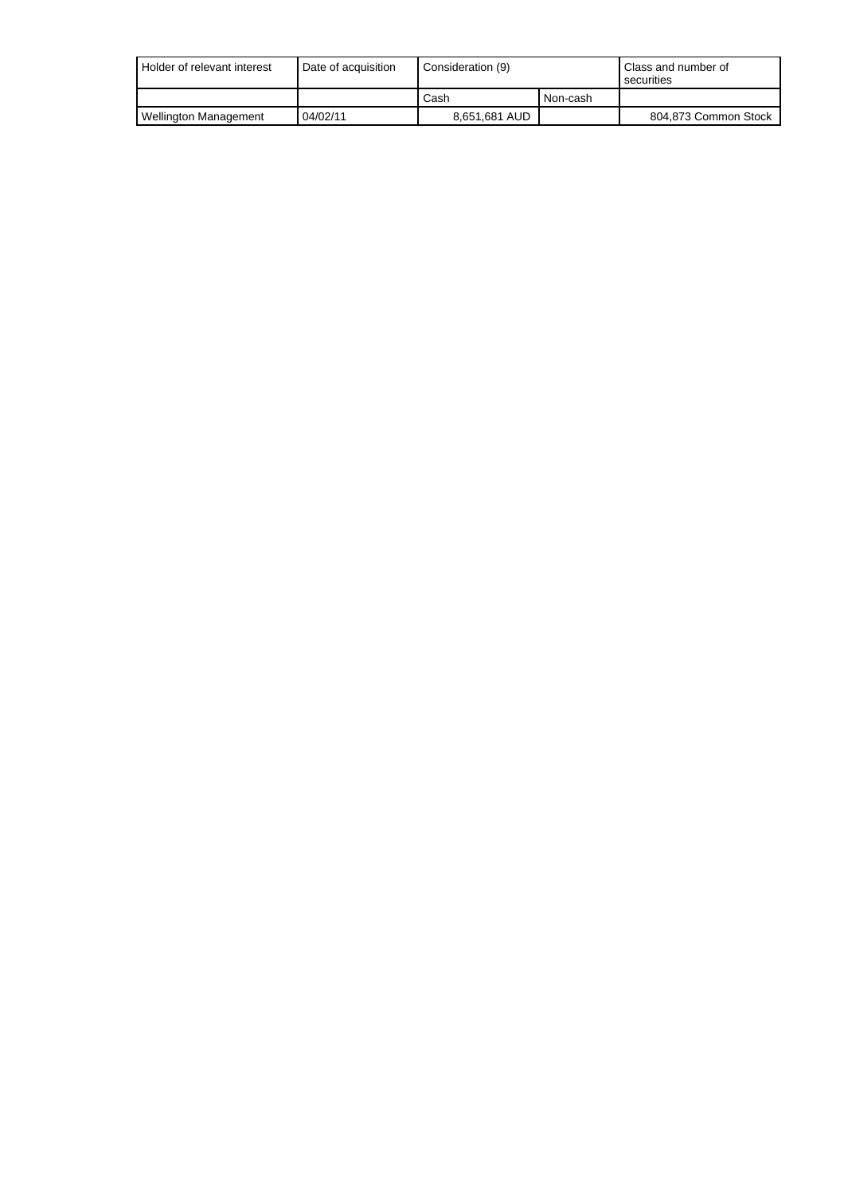| Holder of relevant interest | Date of acquisition | Consideration (9) | | Class and number of securities |
|---|---|---|---|---|
| | | Cash | Non-cash | |
| Wellington Management | 04/02/11 | 8,651,681 AUD | | 804,873 Common Stock |